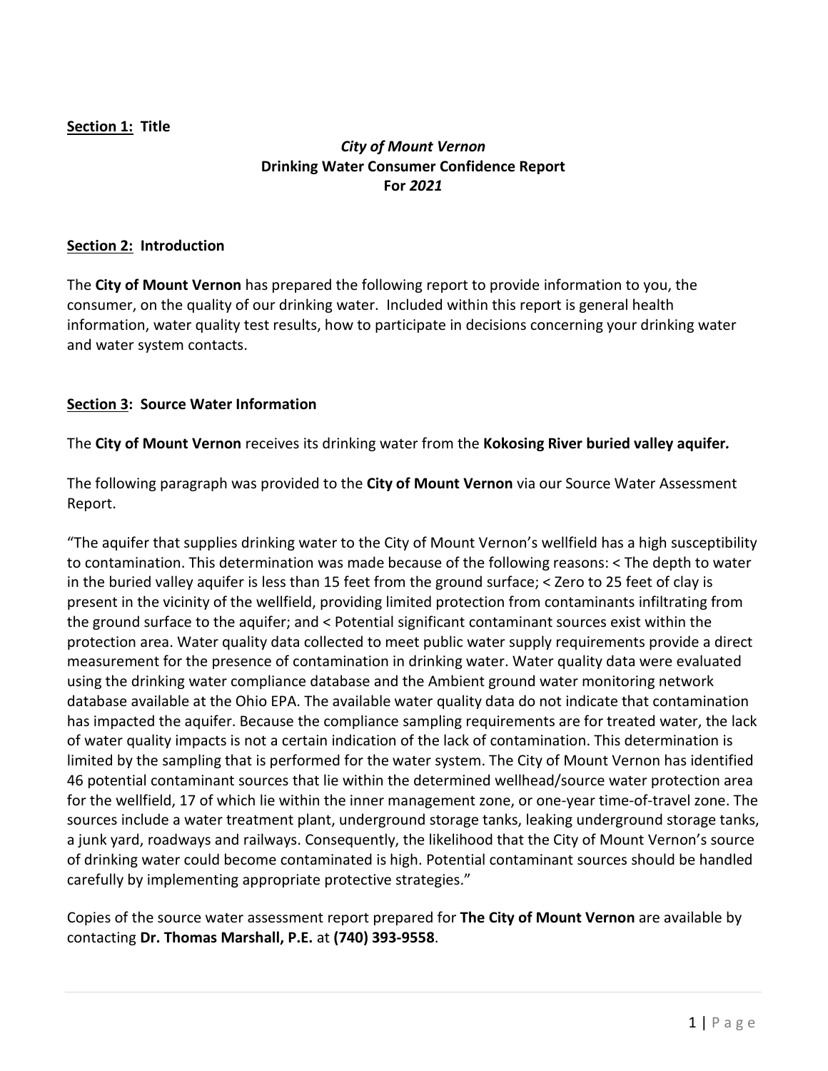**Section 1: Title**

***City of Mount Vernon***
**Drinking Water Consumer Confidence Report**
**For *2021***

**Section 2: Introduction**

The **City of Mount Vernon** has prepared the following report to provide information to you, the consumer, on the quality of our drinking water. Included within this report is general health information, water quality test results, how to participate in decisions concerning your drinking water and water system contacts.

**Section 3: Source Water Information**

The **City of Mount Vernon** receives its drinking water from the **Kokosing River buried valley aquifer.**

The following paragraph was provided to the **City of Mount Vernon** via our Source Water Assessment Report.

"The aquifer that supplies drinking water to the City of Mount Vernon's wellfield has a high susceptibility to contamination. This determination was made because of the following reasons: < The depth to water in the buried valley aquifer is less than 15 feet from the ground surface; < Zero to 25 feet of clay is present in the vicinity of the wellfield, providing limited protection from contaminants infiltrating from the ground surface to the aquifer; and < Potential significant contaminant sources exist within the protection area. Water quality data collected to meet public water supply requirements provide a direct measurement for the presence of contamination in drinking water. Water quality data were evaluated using the drinking water compliance database and the Ambient ground water monitoring network database available at the Ohio EPA. The available water quality data do not indicate that contamination has impacted the aquifer. Because the compliance sampling requirements are for treated water, the lack of water quality impacts is not a certain indication of the lack of contamination. This determination is limited by the sampling that is performed for the water system. The City of Mount Vernon has identified 46 potential contaminant sources that lie within the determined wellhead/source water protection area for the wellfield, 17 of which lie within the inner management zone, or one-year time-of-travel zone. The sources include a water treatment plant, underground storage tanks, leaking underground storage tanks, a junk yard, roadways and railways. Consequently, the likelihood that the City of Mount Vernon's source of drinking water could become contaminated is high. Potential contaminant sources should be handled carefully by implementing appropriate protective strategies."

Copies of the source water assessment report prepared for **The City of Mount Vernon** are available by contacting **Dr. Thomas Marshall, P.E.** at **(740) 393-9558**.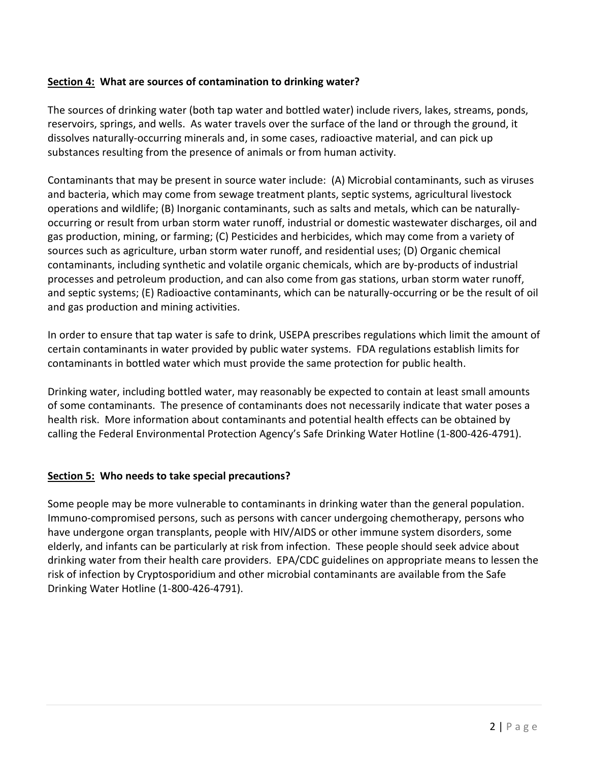## **Section 4:** What are sources of contamination to drinking water?

The sources of drinking water (both tap water and bottled water) include rivers, lakes, streams, ponds, reservoirs, springs, and wells. As water travels over the surface of the land or through the ground, it dissolves naturally-occurring minerals and, in some cases, radioactive material, and can pick up substances resulting from the presence of animals or from human activity.

Contaminants that may be present in source water include: (A) Microbial contaminants, such as viruses and bacteria, which may come from sewage treatment plants, septic systems, agricultural livestock operations and wildlife; (B) Inorganic contaminants, such as salts and metals, which can be naturally-occurring or result from urban storm water runoff, industrial or domestic wastewater discharges, oil and gas production, mining, or farming; (C) Pesticides and herbicides, which may come from a variety of sources such as agriculture, urban storm water runoff, and residential uses; (D) Organic chemical contaminants, including synthetic and volatile organic chemicals, which are by-products of industrial processes and petroleum production, and can also come from gas stations, urban storm water runoff, and septic systems; (E) Radioactive contaminants, which can be naturally-occurring or be the result of oil and gas production and mining activities.

In order to ensure that tap water is safe to drink, USEPA prescribes regulations which limit the amount of certain contaminants in water provided by public water systems. FDA regulations establish limits for contaminants in bottled water which must provide the same protection for public health.

Drinking water, including bottled water, may reasonably be expected to contain at least small amounts of some contaminants. The presence of contaminants does not necessarily indicate that water poses a health risk. More information about contaminants and potential health effects can be obtained by calling the Federal Environmental Protection Agency's Safe Drinking Water Hotline (1-800-426-4791).

## **Section 5:** Who needs to take special precautions?

Some people may be more vulnerable to contaminants in drinking water than the general population. Immuno-compromised persons, such as persons with cancer undergoing chemotherapy, persons who have undergone organ transplants, people with HIV/AIDS or other immune system disorders, some elderly, and infants can be particularly at risk from infection. These people should seek advice about drinking water from their health care providers. EPA/CDC guidelines on appropriate means to lessen the risk of infection by Cryptosporidium and other microbial contaminants are available from the Safe Drinking Water Hotline (1-800-426-4791).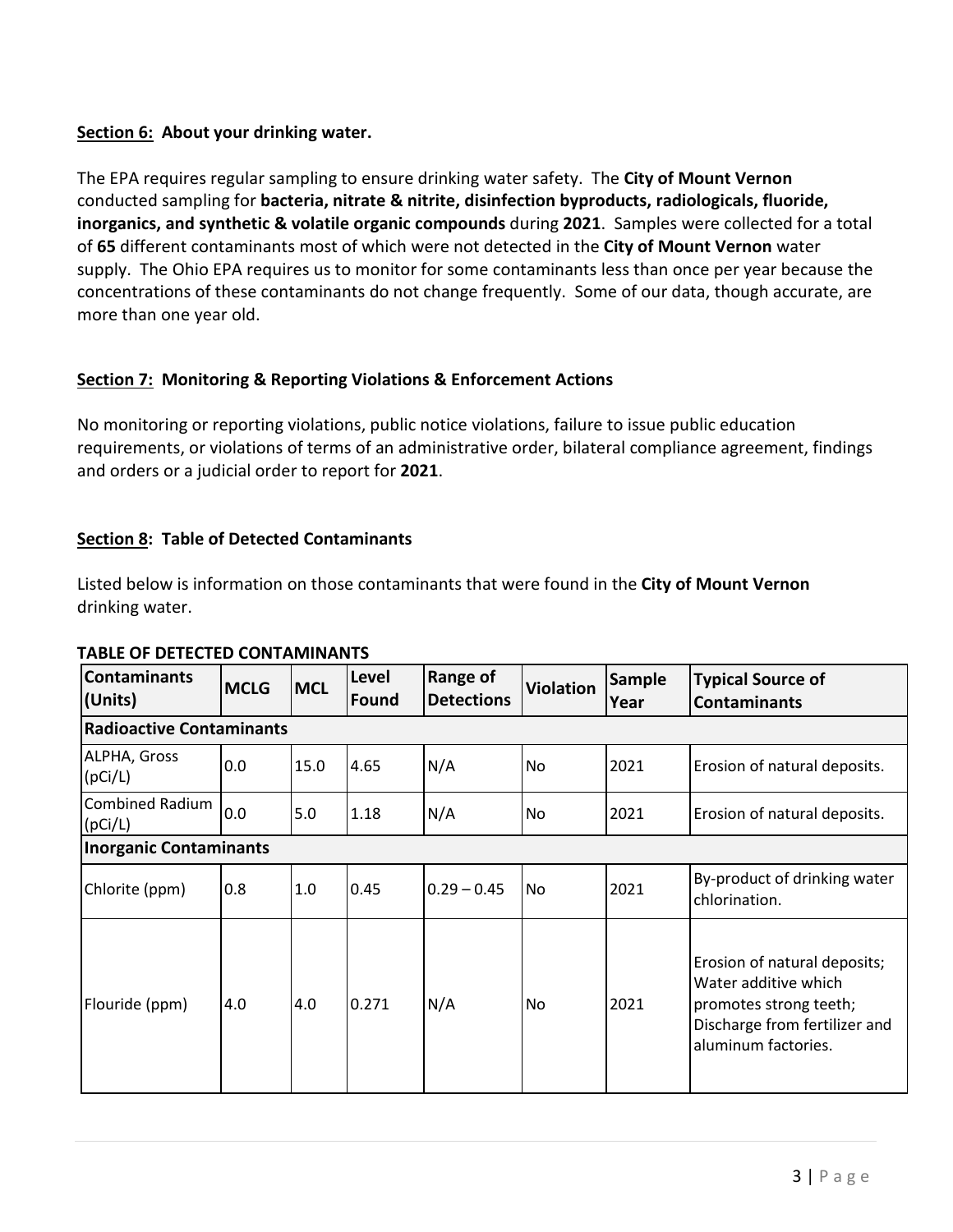**Section 6: About your drinking water.**

The EPA requires regular sampling to ensure drinking water safety. The **City of Mount Vernon** conducted sampling for **bacteria, nitrate & nitrite, disinfection byproducts, radiologicals, fluoride, inorganics, and synthetic & volatile organic compounds** during **2021**. Samples were collected for a total of **65** different contaminants most of which were not detected in the **City of Mount Vernon** water supply. The Ohio EPA requires us to monitor for some contaminants less than once per year because the concentrations of these contaminants do not change frequently. Some of our data, though accurate, are more than one year old.

**Section 7: Monitoring & Reporting Violations & Enforcement Actions**

No monitoring or reporting violations, public notice violations, failure to issue public education requirements, or violations of terms of an administrative order, bilateral compliance agreement, findings and orders or a judicial order to report for **2021**.

**Section 8: Table of Detected Contaminants**

Listed below is information on those contaminants that were found in the **City of Mount Vernon** drinking water.

**TABLE OF DETECTED CONTAMINANTS**

| Contaminants (Units) | MCLG | MCL | Level Found | Range of Detections | Violation | Sample Year | Typical Source of Contaminants |
|---|---|---|---|---|---|---|---|
| **Radioactive Contaminants** | | | | | | | |
| ALPHA, Gross (pCi/L) | 0.0 | 15.0 | 4.65 | N/A | No | 2021 | Erosion of natural deposits. |
| Combined Radium (pCi/L) | 0.0 | 5.0 | 1.18 | N/A | No | 2021 | Erosion of natural deposits. |
| **Inorganic Contaminants** | | | | | | | |
| Chlorite (ppm) | 0.8 | 1.0 | 0.45 | 0.29 – 0.45 | No | 2021 | By-product of drinking water chlorination. |
| Flouride (ppm) | 4.0 | 4.0 | 0.271 | N/A | No | 2021 | Erosion of natural deposits; Water additive which promotes strong teeth; Discharge from fertilizer and aluminum factories. |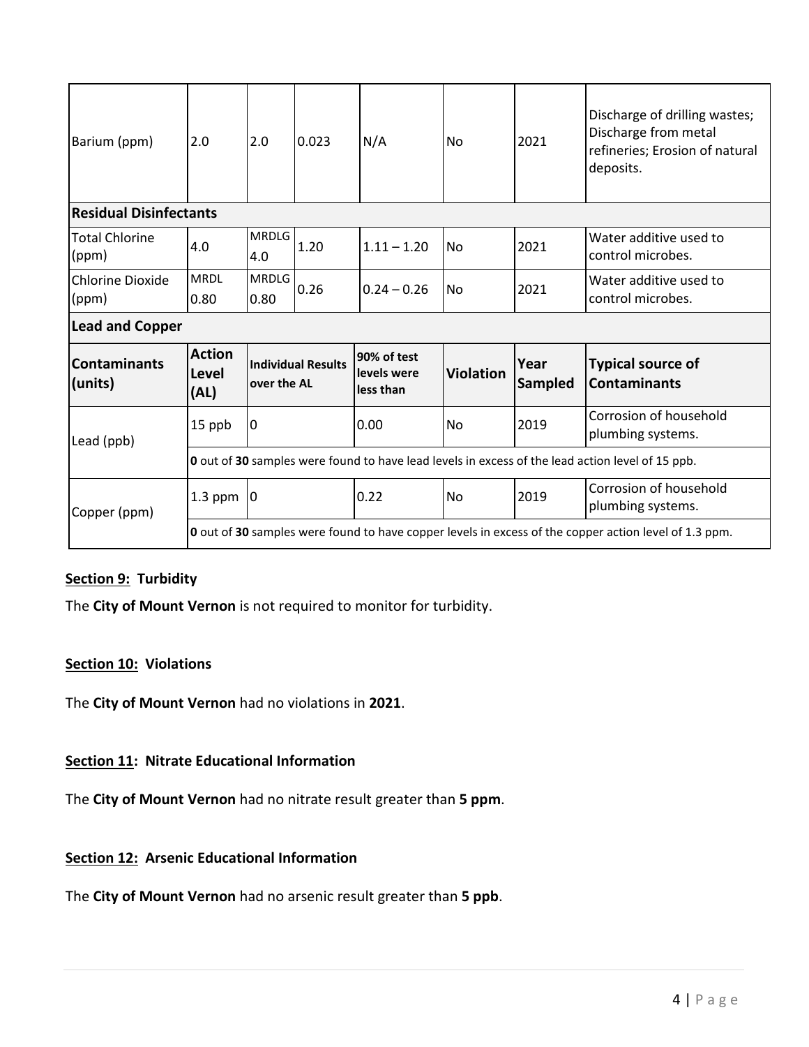| | | | | | | | |
|---|---|---|---|---|---|---|---|
| Barium (ppm) | 2.0 | 2.0 | 0.023 | N/A | No | 2021 | Discharge of drilling wastes; Discharge from metal refineries; Erosion of natural deposits. |
| **Residual Disinfectants** | | | | | | | |
| Total Chlorine (ppm) | 4.0 | MRDLG 4.0 | 1.20 | 1.11 – 1.20 | No | 2021 | Water additive used to control microbes. |
| Chlorine Dioxide (ppm) | MRDL 0.80 | MRDLG 0.80 | 0.26 | 0.24 – 0.26 | No | 2021 | Water additive used to control microbes. |
| **Lead and Copper** | | | | | | | |
| **Contaminants (units)** | **Action Level (AL)** | **Individual Results over the AL** | | **90% of test levels were less than** | **Violation** | **Year Sampled** | **Typical source of Contaminants** |
| Lead (ppb) | 15 ppb | 0 | | 0.00 | No | 2019 | Corrosion of household plumbing systems. |
| | **0** out of **30** samples were found to have lead levels in excess of the lead action level of 15 ppb. | | | | | | |
| Copper (ppm) | 1.3 ppm | 0 | | 0.22 | No | 2019 | Corrosion of household plumbing systems. |
| | **0** out of **30** samples were found to have copper levels in excess of the copper action level of 1.3 ppm. | | | | | | |

**Section 9: Turbidity**

The **City of Mount Vernon** is not required to monitor for turbidity.

**Section 10: Violations**

The **City of Mount Vernon** had no violations in **2021**.

**Section 11: Nitrate Educational Information**

The **City of Mount Vernon** had no nitrate result greater than **5 ppm**.

**Section 12: Arsenic Educational Information**

The **City of Mount Vernon** had no arsenic result greater than **5 ppb**.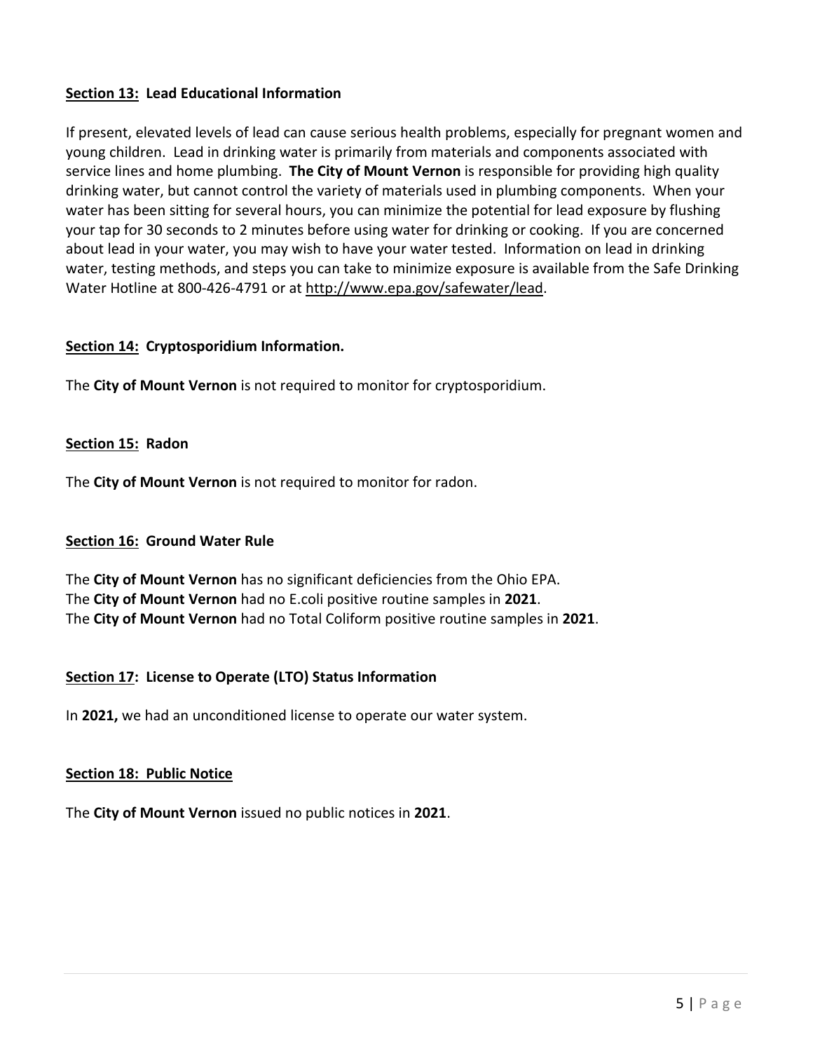## **Section 13: Lead Educational Information**

If present, elevated levels of lead can cause serious health problems, especially for pregnant women and young children. Lead in drinking water is primarily from materials and components associated with service lines and home plumbing. **The City of Mount Vernon** is responsible for providing high quality drinking water, but cannot control the variety of materials used in plumbing components. When your water has been sitting for several hours, you can minimize the potential for lead exposure by flushing your tap for 30 seconds to 2 minutes before using water for drinking or cooking. If you are concerned about lead in your water, you may wish to have your water tested. Information on lead in drinking water, testing methods, and steps you can take to minimize exposure is available from the Safe Drinking Water Hotline at 800-426-4791 or at http://www.epa.gov/safewater/lead.

## **Section 14: Cryptosporidium Information.**

The **City of Mount Vernon** is not required to monitor for cryptosporidium.

## **Section 15: Radon**

The **City of Mount Vernon** is not required to monitor for radon.

## **Section 16: Ground Water Rule**

The **City of Mount Vernon** has no significant deficiencies from the Ohio EPA.
The **City of Mount Vernon** had no E.coli positive routine samples in **2021**.
The **City of Mount Vernon** had no Total Coliform positive routine samples in **2021**.

## **Section 17: License to Operate (LTO) Status Information**

In **2021,** we had an unconditioned license to operate our water system.

## **Section 18: Public Notice**

The **City of Mount Vernon** issued no public notices in **2021**.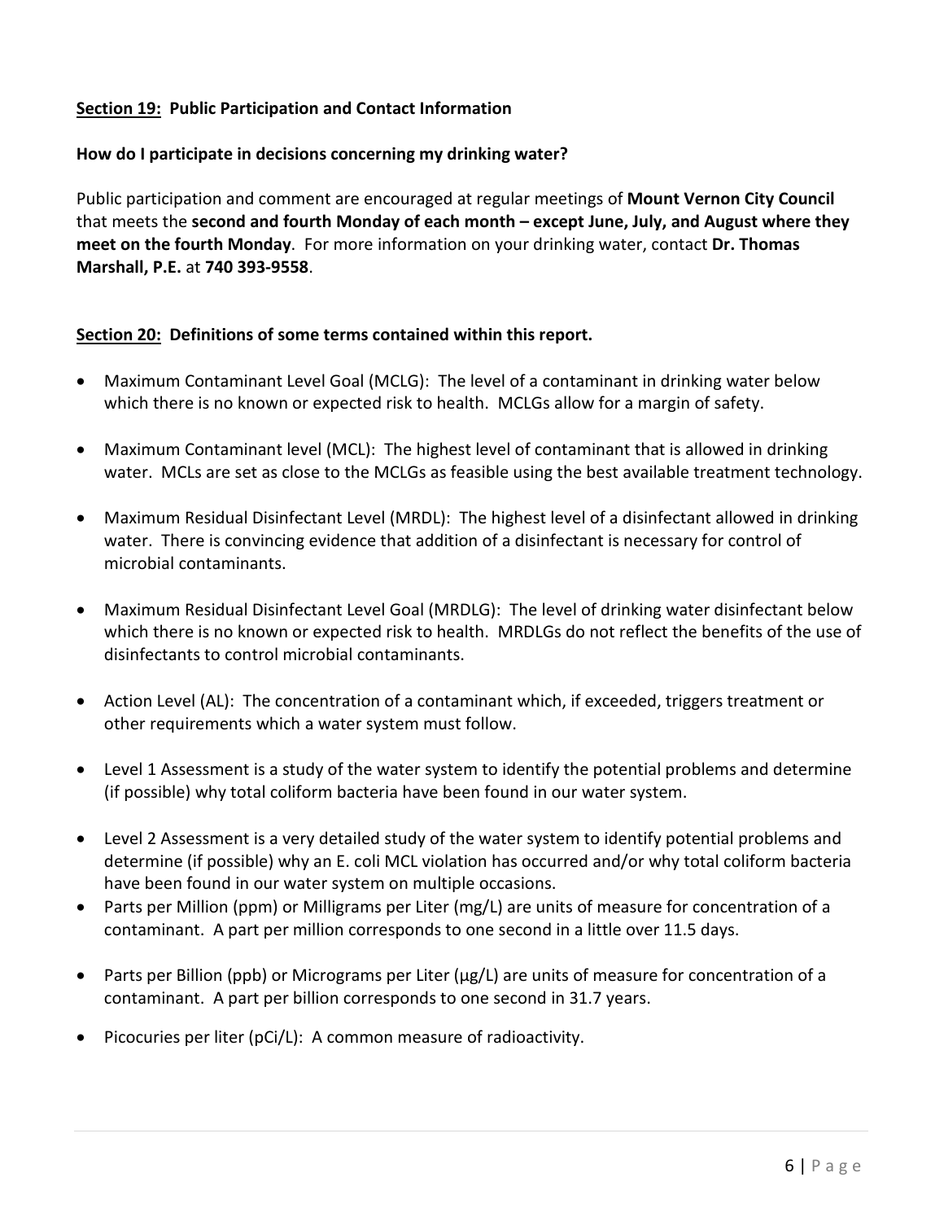**Section 19: Public Participation and Contact Information**

**How do I participate in decisions concerning my drinking water?**

Public participation and comment are encouraged at regular meetings of **Mount Vernon City Council** that meets the **second and fourth Monday of each month – except June, July, and August where they meet on the fourth Monday**. For more information on your drinking water, contact **Dr. Thomas Marshall, P.E.** at **740 393-9558**.

**Section 20: Definitions of some terms contained within this report.**

- Maximum Contaminant Level Goal (MCLG): The level of a contaminant in drinking water below which there is no known or expected risk to health. MCLGs allow for a margin of safety.
- Maximum Contaminant level (MCL): The highest level of contaminant that is allowed in drinking water. MCLs are set as close to the MCLGs as feasible using the best available treatment technology.
- Maximum Residual Disinfectant Level (MRDL): The highest level of a disinfectant allowed in drinking water. There is convincing evidence that addition of a disinfectant is necessary for control of microbial contaminants.
- Maximum Residual Disinfectant Level Goal (MRDLG): The level of drinking water disinfectant below which there is no known or expected risk to health. MRDLGs do not reflect the benefits of the use of disinfectants to control microbial contaminants.
- Action Level (AL): The concentration of a contaminant which, if exceeded, triggers treatment or other requirements which a water system must follow.
- Level 1 Assessment is a study of the water system to identify the potential problems and determine (if possible) why total coliform bacteria have been found in our water system.
- Level 2 Assessment is a very detailed study of the water system to identify potential problems and determine (if possible) why an E. coli MCL violation has occurred and/or why total coliform bacteria have been found in our water system on multiple occasions.
- Parts per Million (ppm) or Milligrams per Liter (mg/L) are units of measure for concentration of a contaminant. A part per million corresponds to one second in a little over 11.5 days.
- Parts per Billion (ppb) or Micrograms per Liter (µg/L) are units of measure for concentration of a contaminant. A part per billion corresponds to one second in 31.7 years.
- Picocuries per liter (pCi/L): A common measure of radioactivity.